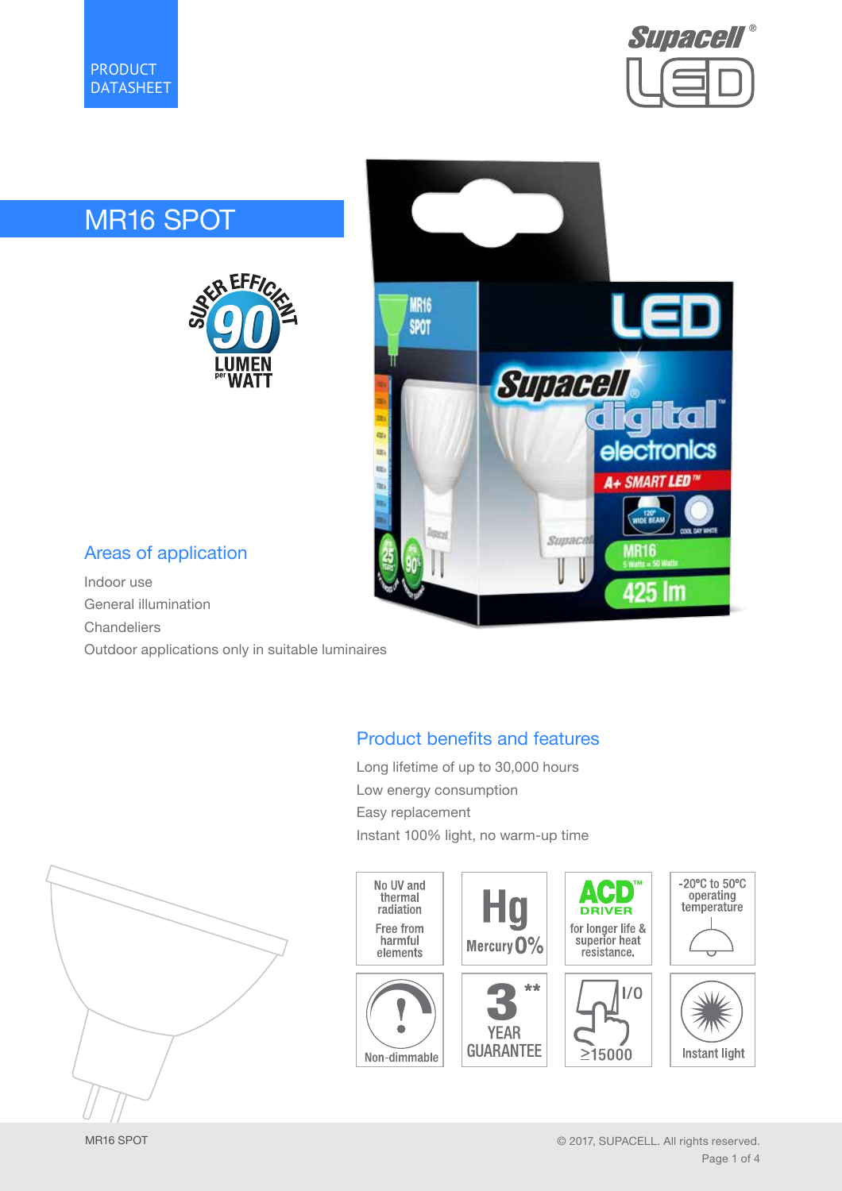PRODUCT DATASHEET

# MR16 SPOT

## Areas of application

Indoor use
General illumination
Chandeliers
Outdoor applications only in suitable luminaires

## Product benefits and features

Long lifetime of up to 30,000 hours
Low energy consumption
Easy replacement
Instant 100% light, no warm-up time

| | | | |
|---|---|---|---|
| No UV and thermal radiation. Free from harmful elements | Hg Mercury 0% | ACD™ DRIVER for longer life & superior heat resistance. | -20ºC to 50ºC operating temperature |
| Non-dimmable | 3** YEAR GUARANTEE | I/O ≥15000 | Instant light |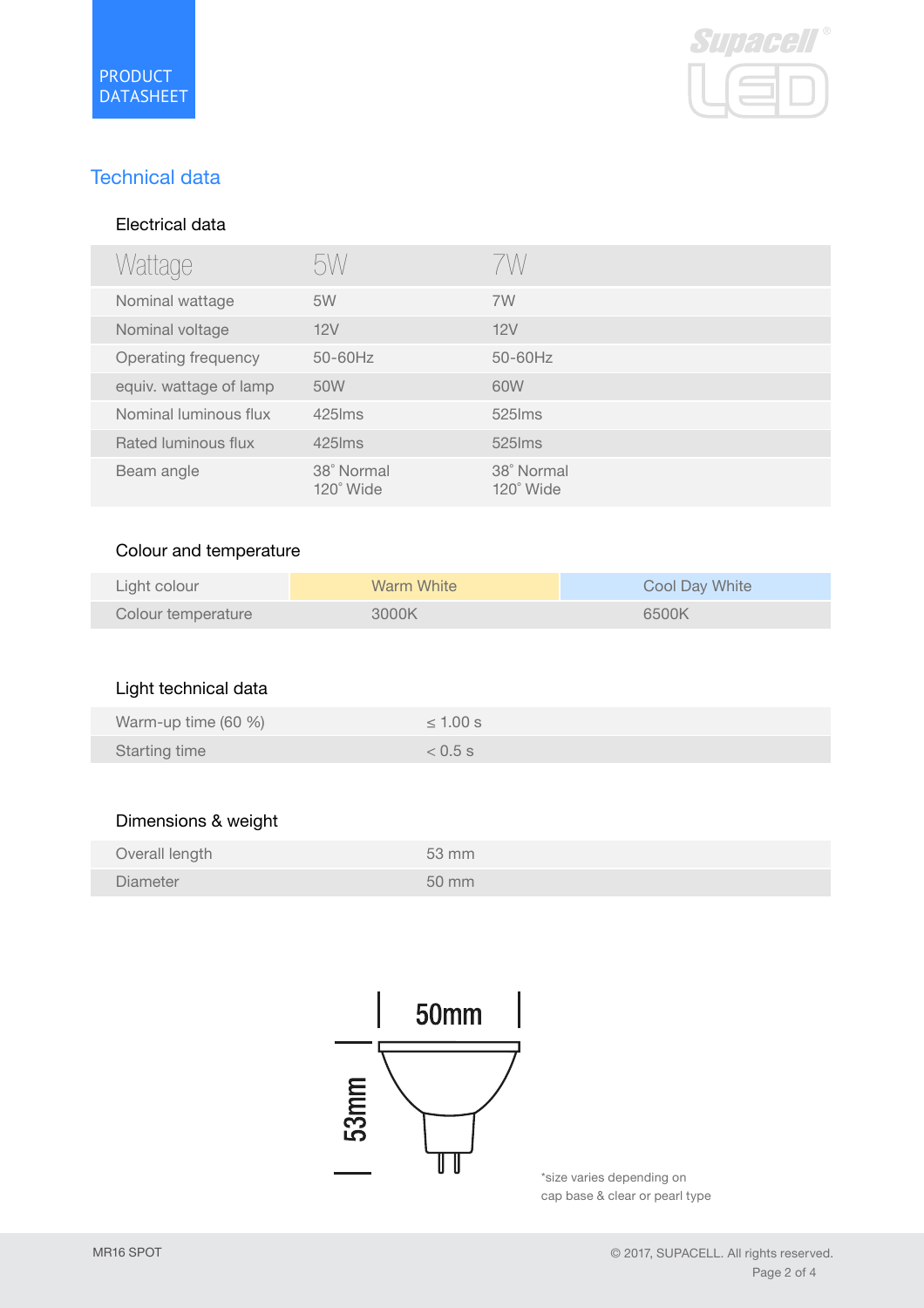PRODUCT DATASHEET

## Technical data

### Electrical data

| Wattage | 5W | 7W |
|---|---|---|
| Nominal wattage | 5W | 7W |
| Nominal voltage | 12V | 12V |
| Operating frequency | 50-60Hz | 50-60Hz |
| equiv. wattage of lamp | 50W | 60W |
| Nominal luminous flux | 425lms | 525lms |
| Rated luminous flux | 425lms | 525lms |
| Beam angle | 38˚ Normal<br>120˚ Wide | 38˚ Normal<br>120˚ Wide |

### Colour and temperature

| Light colour | Warm White | Cool Day White |
|---|---|---|
| Colour temperature | 3000K | 6500K |

### Light technical data

| | |
|---|---|
| Warm-up time (60 %) | ≤ 1.00 s |
| Starting time | < 0.5 s |

### Dimensions & weight

| | |
|---|---|
| Overall length | 53 mm |
| Diameter | 50 mm |

50mm

53mm

*size varies depending on cap base & clear or pearl type

MR16 SPOT

© 2017, SUPACELL. All rights reserved.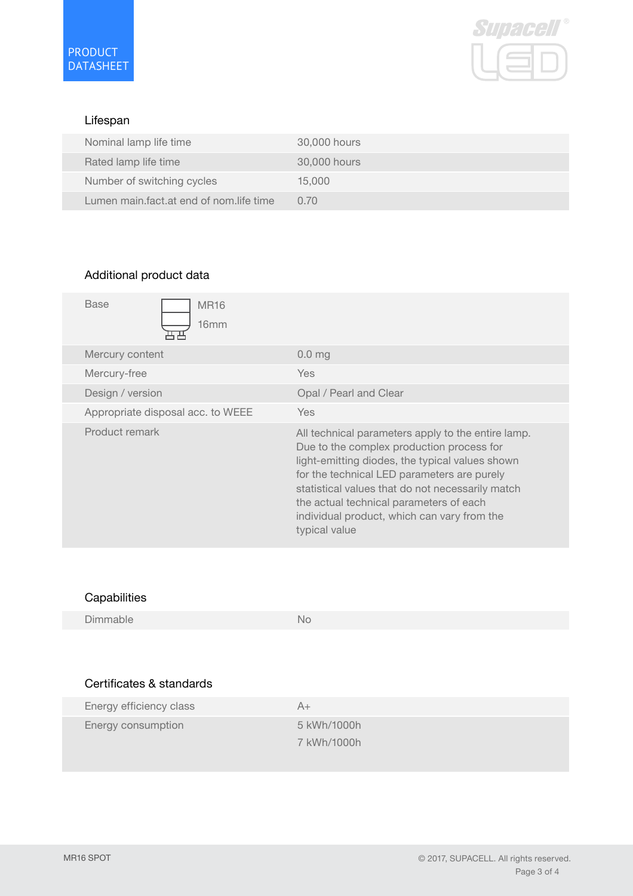## Lifespan

| | |
|---|---|
| Nominal lamp life time | 30,000 hours |
| Rated lamp life time | 30,000 hours |
| Number of switching cycles | 15,000 |
| Lumen main.fact.at end of nom.life time | 0.70 |

## Additional product data

| | |
|---|---|
| Base | MR16<br>16mm |
| Mercury content | 0.0 mg |
| Mercury-free | Yes |
| Design / version | Opal / Pearl and Clear |
| Appropriate disposal acc. to WEEE | Yes |
| Product remark | All technical parameters apply to the entire lamp. Due to the complex production process for light-emitting diodes, the typical values shown for the technical LED parameters are purely statistical values that do not necessarily match the actual technical parameters of each individual product, which can vary from the typical value |

## Capabilities

| | |
|---|---|
| Dimmable | No |

## Certificates & standards

| | |
|---|---|
| Energy efficiency class | A+ |
| Energy consumption | 5 kWh/1000h<br>7 kWh/1000h |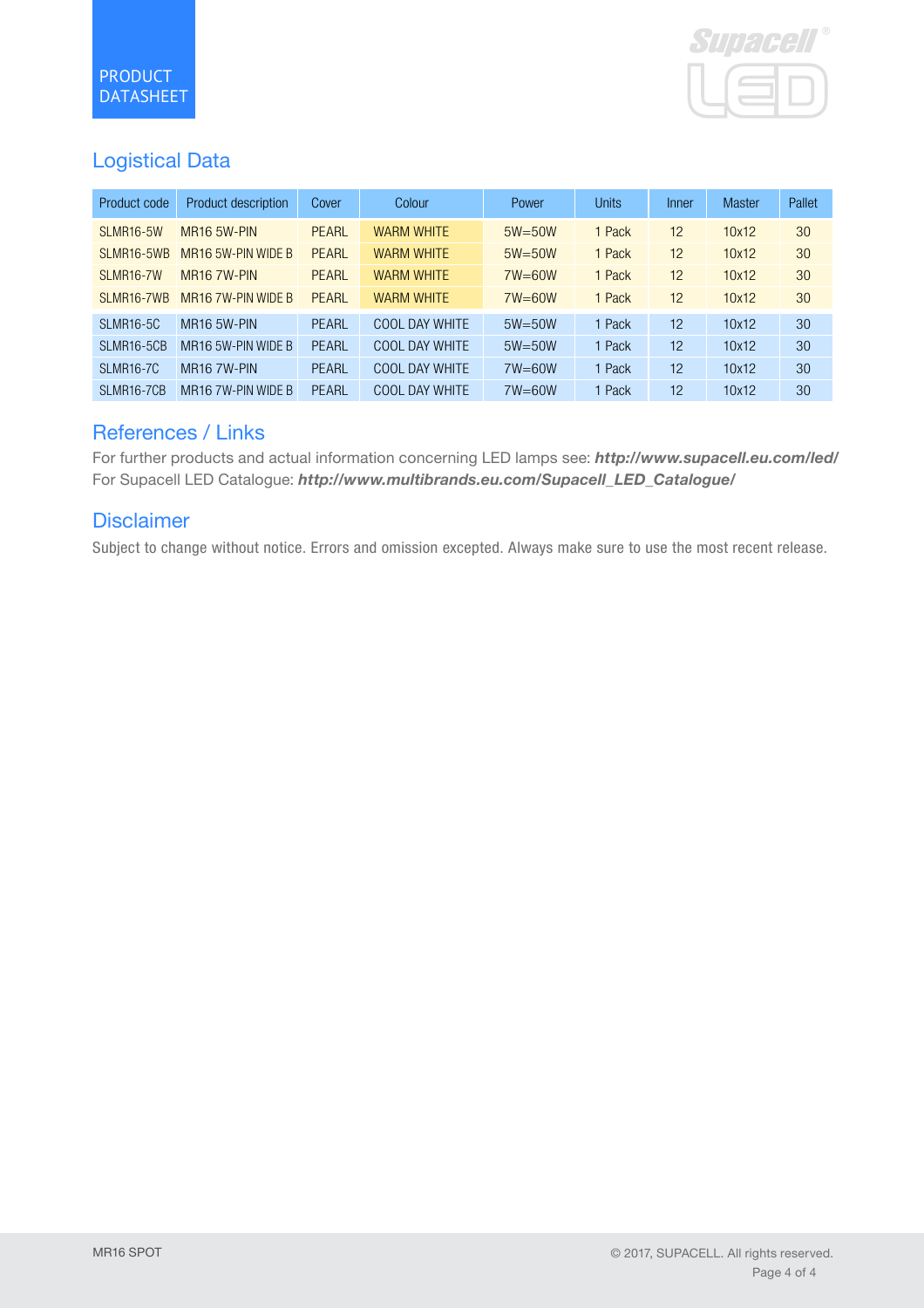## Logistical Data

| Product code | Product description | Cover | Colour | Power | Units | Inner | Master | Pallet |
|---|---|---|---|---|---|---|---|---|
| SLMR16-5W | MR16 5W-PIN | PEARL | WARM WHITE | 5W=50W | 1 Pack | 12 | 10x12 | 30 |
| SLMR16-5WB | MR16 5W-PIN WIDE B | PEARL | WARM WHITE | 5W=50W | 1 Pack | 12 | 10x12 | 30 |
| SLMR16-7W | MR16 7W-PIN | PEARL | WARM WHITE | 7W=60W | 1 Pack | 12 | 10x12 | 30 |
| SLMR16-7WB | MR16 7W-PIN WIDE B | PEARL | WARM WHITE | 7W=60W | 1 Pack | 12 | 10x12 | 30 |
| SLMR16-5C | MR16 5W-PIN | PEARL | COOL DAY WHITE | 5W=50W | 1 Pack | 12 | 10x12 | 30 |
| SLMR16-5CB | MR16 5W-PIN WIDE B | PEARL | COOL DAY WHITE | 5W=50W | 1 Pack | 12 | 10x12 | 30 |
| SLMR16-7C | MR16 7W-PIN | PEARL | COOL DAY WHITE | 7W=60W | 1 Pack | 12 | 10x12 | 30 |
| SLMR16-7CB | MR16 7W-PIN WIDE B | PEARL | COOL DAY WHITE | 7W=60W | 1 Pack | 12 | 10x12 | 30 |

## References / Links

For further products and actual information concerning LED lamps see: ***http://www.supacell.eu.com/led/***
For Supacell LED Catalogue: ***http://www.multibrands.eu.com/Supacell_LED_Catalogue/***

## Disclaimer

Subject to change without notice. Errors and omission excepted. Always make sure to use the most recent release.